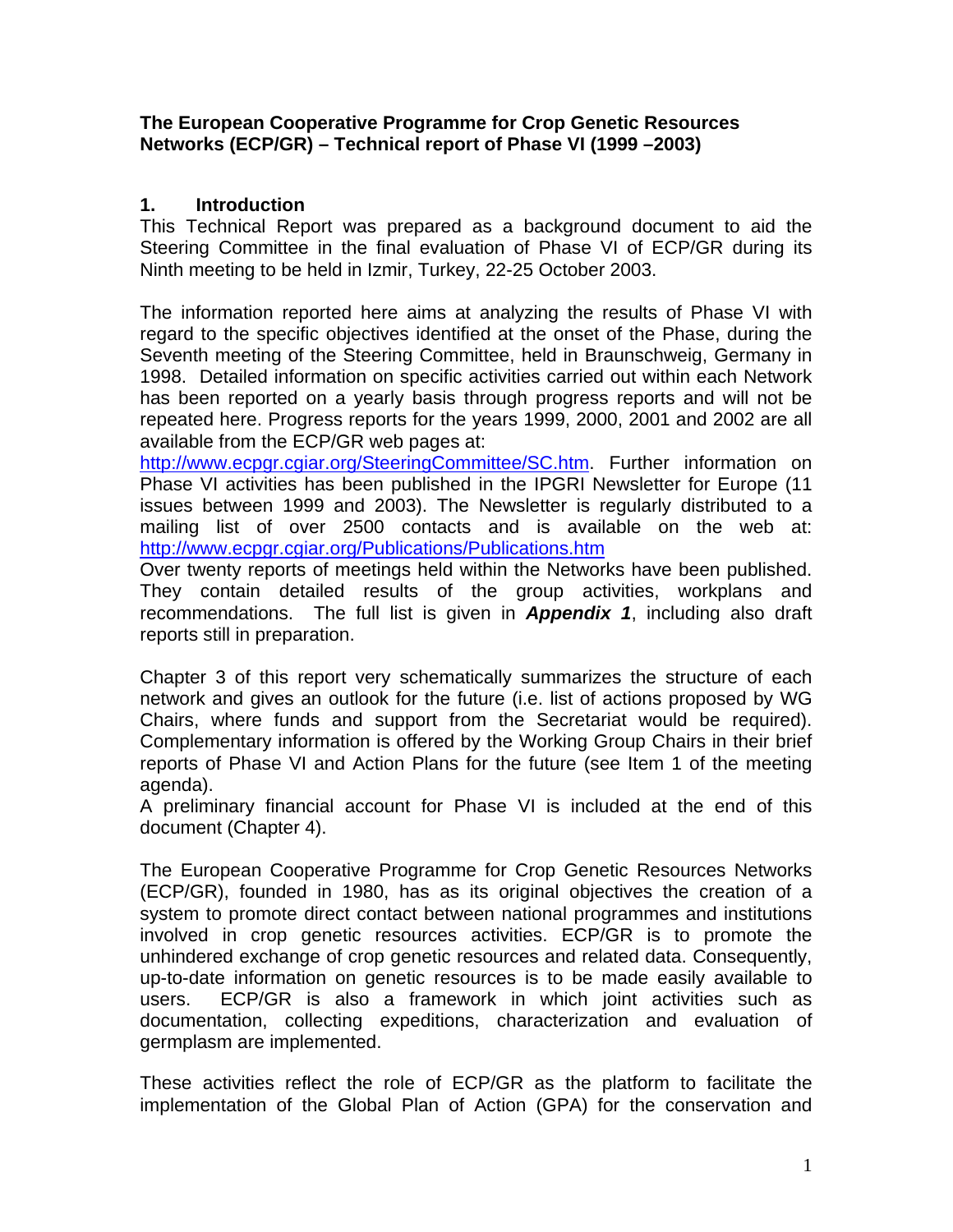**The European Cooperative Programme for Crop Genetic Resources Networks (ECP/GR) – Technical report of Phase VI (1999 –2003)**

## 1. Introduction

This Technical Report was prepared as a background document to aid the Steering Committee in the final evaluation of Phase VI of ECP/GR during its Ninth meeting to be held in Izmir, Turkey, 22-25 October 2003.

The information reported here aims at analyzing the results of Phase VI with regard to the specific objectives identified at the onset of the Phase, during the Seventh meeting of the Steering Committee, held in Braunschweig, Germany in 1998. Detailed information on specific activities carried out within each Network has been reported on a yearly basis through progress reports and will not be repeated here. Progress reports for the years 1999, 2000, 2001 and 2002 are all available from the ECP/GR web pages at: http://www.ecpgr.cgiar.org/SteeringCommittee/SC.htm. Further information on Phase VI activities has been published in the IPGRI Newsletter for Europe (11 issues between 1999 and 2003). The Newsletter is regularly distributed to a mailing list of over 2500 contacts and is available on the web at: http://www.ecpgr.cgiar.org/Publications/Publications.htm
Over twenty reports of meetings held within the Networks have been published. They contain detailed results of the group activities, workplans and recommendations. The full list is given in ***Appendix 1***, including also draft reports still in preparation.

Chapter 3 of this report very schematically summarizes the structure of each network and gives an outlook for the future (i.e. list of actions proposed by WG Chairs, where funds and support from the Secretariat would be required). Complementary information is offered by the Working Group Chairs in their brief reports of Phase VI and Action Plans for the future (see Item 1 of the meeting agenda).
A preliminary financial account for Phase VI is included at the end of this document (Chapter 4).

The European Cooperative Programme for Crop Genetic Resources Networks (ECP/GR), founded in 1980, has as its original objectives the creation of a system to promote direct contact between national programmes and institutions involved in crop genetic resources activities. ECP/GR is to promote the unhindered exchange of crop genetic resources and related data. Consequently, up-to-date information on genetic resources is to be made easily available to users. ECP/GR is also a framework in which joint activities such as documentation, collecting expeditions, characterization and evaluation of germplasm are implemented.

These activities reflect the role of ECP/GR as the platform to facilitate the implementation of the Global Plan of Action (GPA) for the conservation and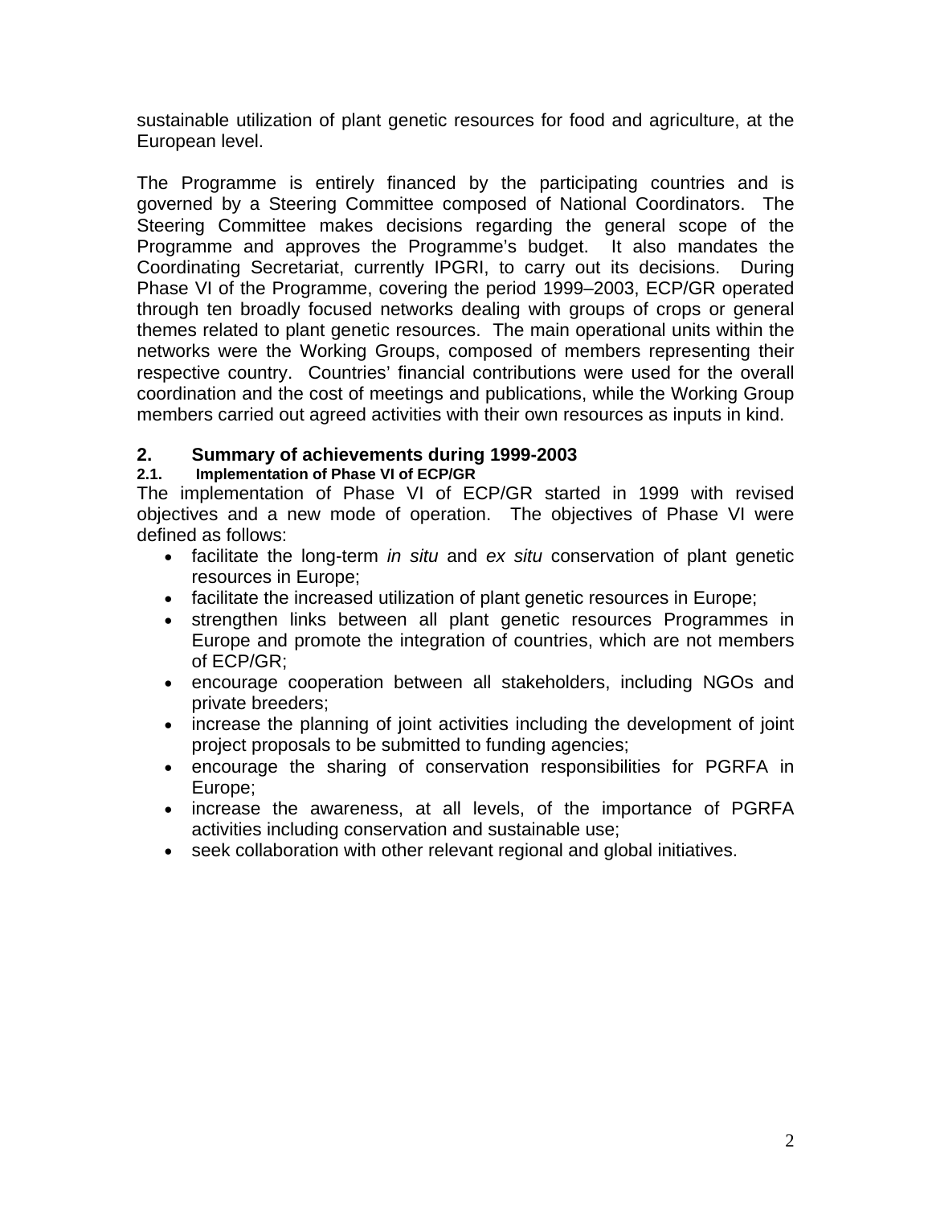sustainable utilization of plant genetic resources for food and agriculture, at the European level.

The Programme is entirely financed by the participating countries and is governed by a Steering Committee composed of National Coordinators. The Steering Committee makes decisions regarding the general scope of the Programme and approves the Programme's budget. It also mandates the Coordinating Secretariat, currently IPGRI, to carry out its decisions. During Phase VI of the Programme, covering the period 1999–2003, ECP/GR operated through ten broadly focused networks dealing with groups of crops or general themes related to plant genetic resources. The main operational units within the networks were the Working Groups, composed of members representing their respective country. Countries' financial contributions were used for the overall coordination and the cost of meetings and publications, while the Working Group members carried out agreed activities with their own resources as inputs in kind.

## 2. Summary of achievements during 1999-2003

### 2.1. Implementation of Phase VI of ECP/GR

The implementation of Phase VI of ECP/GR started in 1999 with revised objectives and a new mode of operation. The objectives of Phase VI were defined as follows:

- facilitate the long-term *in situ* and *ex situ* conservation of plant genetic resources in Europe;
- facilitate the increased utilization of plant genetic resources in Europe;
- strengthen links between all plant genetic resources Programmes in Europe and promote the integration of countries, which are not members of ECP/GR;
- encourage cooperation between all stakeholders, including NGOs and private breeders;
- increase the planning of joint activities including the development of joint project proposals to be submitted to funding agencies;
- encourage the sharing of conservation responsibilities for PGRFA in Europe;
- increase the awareness, at all levels, of the importance of PGRFA activities including conservation and sustainable use;
- seek collaboration with other relevant regional and global initiatives.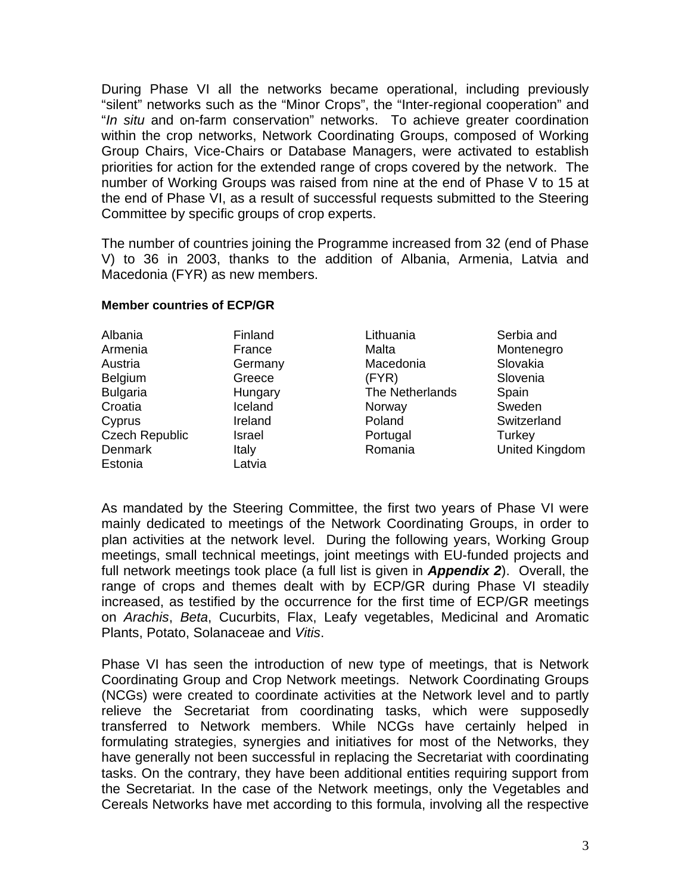During Phase VI all the networks became operational, including previously “silent” networks such as the “Minor Crops”, the “Inter-regional cooperation” and “*In situ* and on-farm conservation” networks. To achieve greater coordination within the crop networks, Network Coordinating Groups, composed of Working Group Chairs, Vice-Chairs or Database Managers, were activated to establish priorities for action for the extended range of crops covered by the network. The number of Working Groups was raised from nine at the end of Phase V to 15 at the end of Phase VI, as a result of successful requests submitted to the Steering Committee by specific groups of crop experts.

The number of countries joining the Programme increased from 32 (end of Phase V) to 36 in 2003, thanks to the addition of Albania, Armenia, Latvia and Macedonia (FYR) as new members.

**Member countries of ECP/GR**

| | | | |
|---|---|---|---|
| Albania | Finland | Lithuania | Serbia and Montenegro |
| Armenia | France | Malta | Slovakia |
| Austria | Germany | Macedonia (FYR) | Slovenia |
| Belgium | Greece | The Netherlands | Spain |
| Bulgaria | Hungary | Norway | Sweden |
| Croatia | Iceland | Poland | Switzerland |
| Cyprus | Ireland | Portugal | Turkey |
| Czech Republic | Israel | Romania | United Kingdom |
| Denmark | Italy | | |
| Estonia | Latvia | | |

As mandated by the Steering Committee, the first two years of Phase VI were mainly dedicated to meetings of the Network Coordinating Groups, in order to plan activities at the network level. During the following years, Working Group meetings, small technical meetings, joint meetings with EU-funded projects and full network meetings took place (a full list is given in ***Appendix 2***). Overall, the range of crops and themes dealt with by ECP/GR during Phase VI steadily increased, as testified by the occurrence for the first time of ECP/GR meetings on *Arachis*, *Beta*, Cucurbits, Flax, Leafy vegetables, Medicinal and Aromatic Plants, Potato, Solanaceae and *Vitis*.

Phase VI has seen the introduction of new type of meetings, that is Network Coordinating Group and Crop Network meetings. Network Coordinating Groups (NCGs) were created to coordinate activities at the Network level and to partly relieve the Secretariat from coordinating tasks, which were supposedly transferred to Network members. While NCGs have certainly helped in formulating strategies, synergies and initiatives for most of the Networks, they have generally not been successful in replacing the Secretariat with coordinating tasks. On the contrary, they have been additional entities requiring support from the Secretariat. In the case of the Network meetings, only the Vegetables and Cereals Networks have met according to this formula, involving all the respective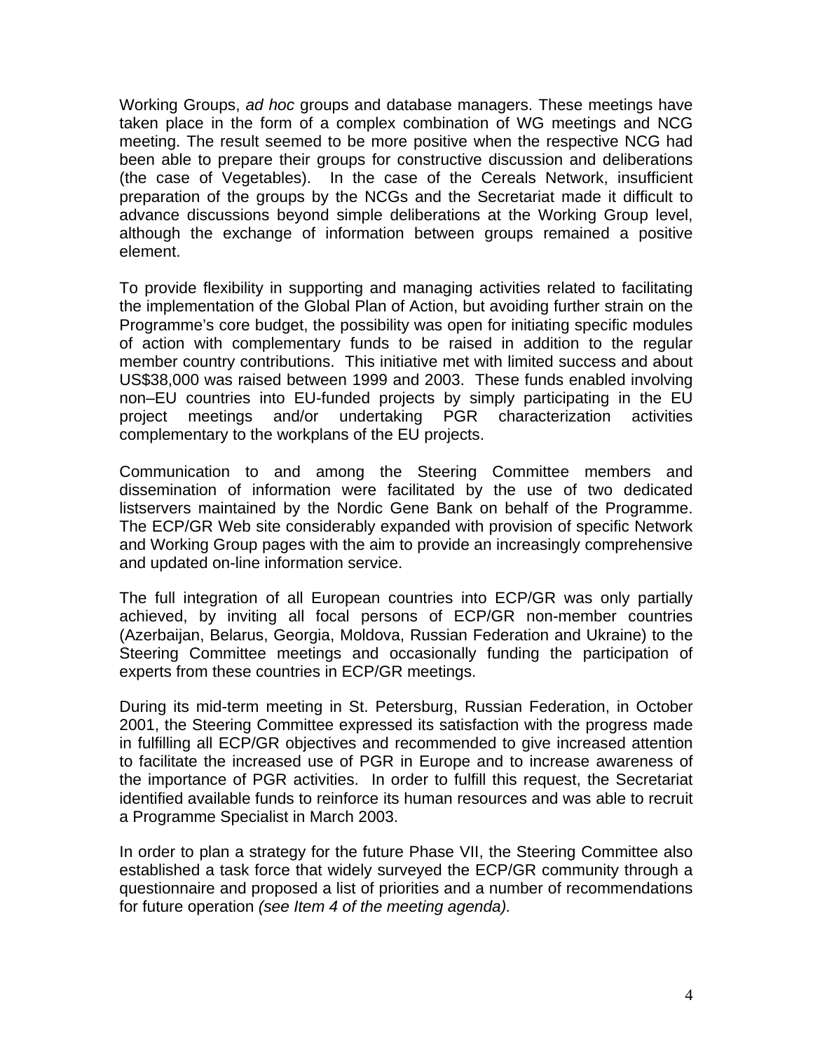Working Groups, *ad hoc* groups and database managers. These meetings have taken place in the form of a complex combination of WG meetings and NCG meeting. The result seemed to be more positive when the respective NCG had been able to prepare their groups for constructive discussion and deliberations (the case of Vegetables). In the case of the Cereals Network, insufficient preparation of the groups by the NCGs and the Secretariat made it difficult to advance discussions beyond simple deliberations at the Working Group level, although the exchange of information between groups remained a positive element.

To provide flexibility in supporting and managing activities related to facilitating the implementation of the Global Plan of Action, but avoiding further strain on the Programme's core budget, the possibility was open for initiating specific modules of action with complementary funds to be raised in addition to the regular member country contributions. This initiative met with limited success and about US$38,000 was raised between 1999 and 2003. These funds enabled involving non–EU countries into EU-funded projects by simply participating in the EU project meetings and/or undertaking PGR characterization activities complementary to the workplans of the EU projects.

Communication to and among the Steering Committee members and dissemination of information were facilitated by the use of two dedicated listservers maintained by the Nordic Gene Bank on behalf of the Programme. The ECP/GR Web site considerably expanded with provision of specific Network and Working Group pages with the aim to provide an increasingly comprehensive and updated on-line information service.

The full integration of all European countries into ECP/GR was only partially achieved, by inviting all focal persons of ECP/GR non-member countries (Azerbaijan, Belarus, Georgia, Moldova, Russian Federation and Ukraine) to the Steering Committee meetings and occasionally funding the participation of experts from these countries in ECP/GR meetings.

During its mid-term meeting in St. Petersburg, Russian Federation, in October 2001, the Steering Committee expressed its satisfaction with the progress made in fulfilling all ECP/GR objectives and recommended to give increased attention to facilitate the increased use of PGR in Europe and to increase awareness of the importance of PGR activities. In order to fulfill this request, the Secretariat identified available funds to reinforce its human resources and was able to recruit a Programme Specialist in March 2003.

In order to plan a strategy for the future Phase VII, the Steering Committee also established a task force that widely surveyed the ECP/GR community through a questionnaire and proposed a list of priorities and a number of recommendations for future operation *(see Item 4 of the meeting agenda).*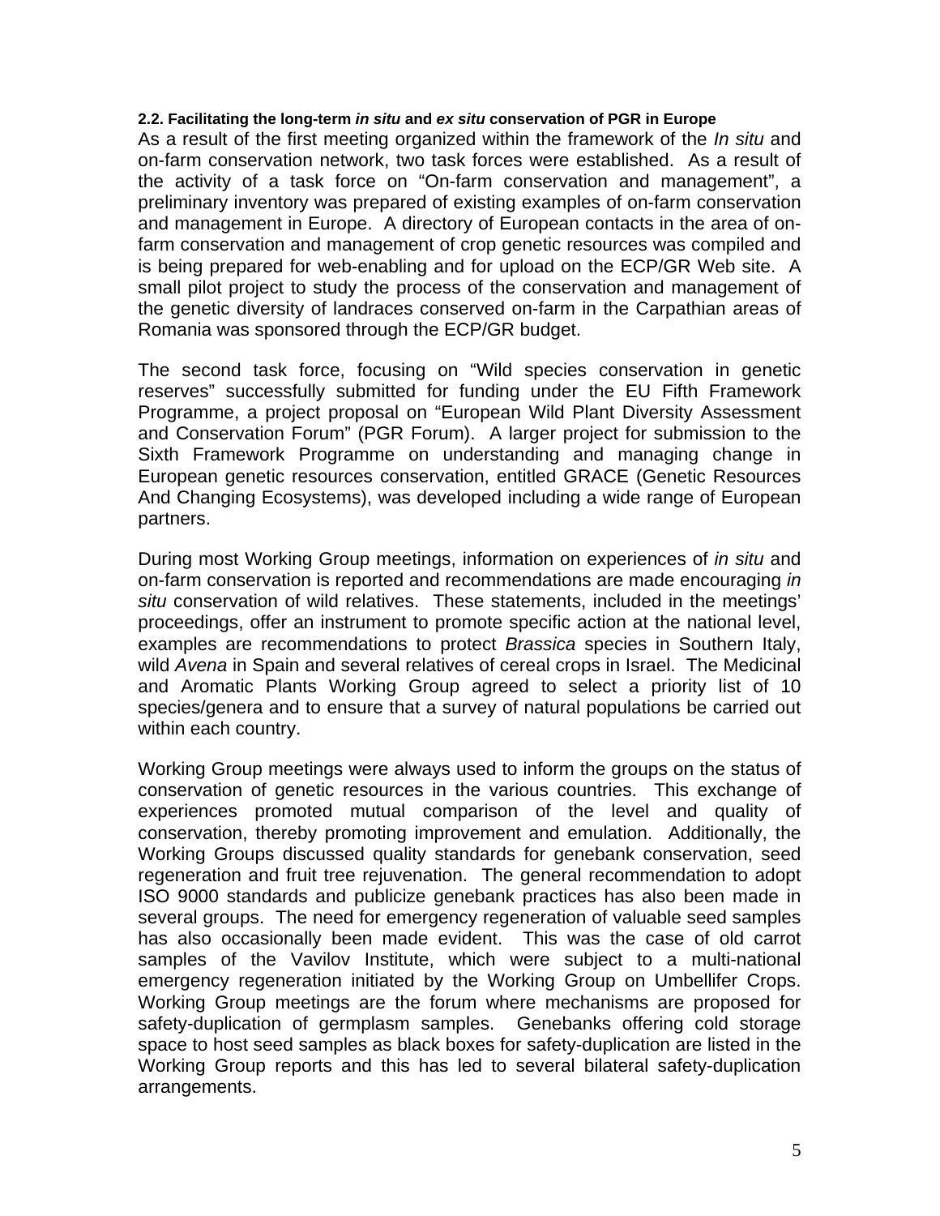### 2.2. Facilitating the long-term *in situ* and *ex situ* conservation of PGR in Europe

As a result of the first meeting organized within the framework of the *In situ* and on-farm conservation network, two task forces were established. As a result of the activity of a task force on "On-farm conservation and management", a preliminary inventory was prepared of existing examples of on-farm conservation and management in Europe. A directory of European contacts in the area of on-farm conservation and management of crop genetic resources was compiled and is being prepared for web-enabling and for upload on the ECP/GR Web site. A small pilot project to study the process of the conservation and management of the genetic diversity of landraces conserved on-farm in the Carpathian areas of Romania was sponsored through the ECP/GR budget.

The second task force, focusing on "Wild species conservation in genetic reserves" successfully submitted for funding under the EU Fifth Framework Programme, a project proposal on "European Wild Plant Diversity Assessment and Conservation Forum" (PGR Forum). A larger project for submission to the Sixth Framework Programme on understanding and managing change in European genetic resources conservation, entitled GRACE (Genetic Resources And Changing Ecosystems), was developed including a wide range of European partners.

During most Working Group meetings, information on experiences of *in situ* and on-farm conservation is reported and recommendations are made encouraging *in situ* conservation of wild relatives. These statements, included in the meetings' proceedings, offer an instrument to promote specific action at the national level, examples are recommendations to protect *Brassica* species in Southern Italy, wild *Avena* in Spain and several relatives of cereal crops in Israel. The Medicinal and Aromatic Plants Working Group agreed to select a priority list of 10 species/genera and to ensure that a survey of natural populations be carried out within each country.

Working Group meetings were always used to inform the groups on the status of conservation of genetic resources in the various countries. This exchange of experiences promoted mutual comparison of the level and quality of conservation, thereby promoting improvement and emulation. Additionally, the Working Groups discussed quality standards for genebank conservation, seed regeneration and fruit tree rejuvenation. The general recommendation to adopt ISO 9000 standards and publicize genebank practices has also been made in several groups. The need for emergency regeneration of valuable seed samples has also occasionally been made evident. This was the case of old carrot samples of the Vavilov Institute, which were subject to a multi-national emergency regeneration initiated by the Working Group on Umbellifer Crops. Working Group meetings are the forum where mechanisms are proposed for safety-duplication of germplasm samples. Genebanks offering cold storage space to host seed samples as black boxes for safety-duplication are listed in the Working Group reports and this has led to several bilateral safety-duplication arrangements.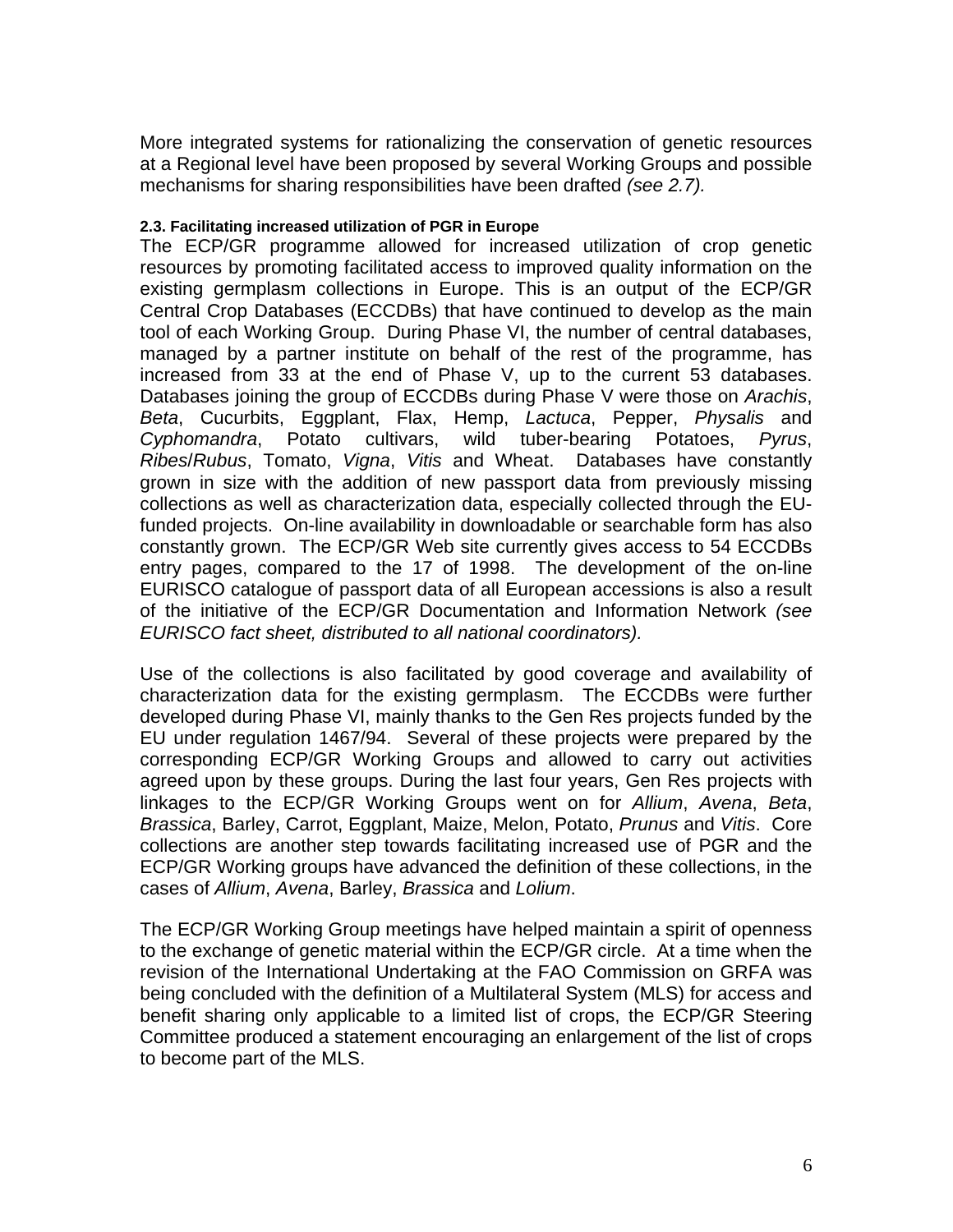More integrated systems for rationalizing the conservation of genetic resources at a Regional level have been proposed by several Working Groups and possible mechanisms for sharing responsibilities have been drafted *(see 2.7).*

#### 2.3. Facilitating increased utilization of PGR in Europe

The ECP/GR programme allowed for increased utilization of crop genetic resources by promoting facilitated access to improved quality information on the existing germplasm collections in Europe. This is an output of the ECP/GR Central Crop Databases (ECCDBs) that have continued to develop as the main tool of each Working Group. During Phase VI, the number of central databases, managed by a partner institute on behalf of the rest of the programme, has increased from 33 at the end of Phase V, up to the current 53 databases. Databases joining the group of ECCDBs during Phase V were those on *Arachis*, *Beta*, Cucurbits, Eggplant, Flax, Hemp, *Lactuca*, Pepper, *Physalis* and *Cyphomandra*, Potato cultivars, wild tuber-bearing Potatoes, *Pyrus*, *Ribes*/*Rubus*, Tomato, *Vigna*, *Vitis* and Wheat. Databases have constantly grown in size with the addition of new passport data from previously missing collections as well as characterization data, especially collected through the EU-funded projects. On-line availability in downloadable or searchable form has also constantly grown. The ECP/GR Web site currently gives access to 54 ECCDBs entry pages, compared to the 17 of 1998. The development of the on-line EURISCO catalogue of passport data of all European accessions is also a result of the initiative of the ECP/GR Documentation and Information Network *(see EURISCO fact sheet, distributed to all national coordinators).*

Use of the collections is also facilitated by good coverage and availability of characterization data for the existing germplasm. The ECCDBs were further developed during Phase VI, mainly thanks to the Gen Res projects funded by the EU under regulation 1467/94. Several of these projects were prepared by the corresponding ECP/GR Working Groups and allowed to carry out activities agreed upon by these groups. During the last four years, Gen Res projects with linkages to the ECP/GR Working Groups went on for *Allium*, *Avena*, *Beta*, *Brassica*, Barley, Carrot, Eggplant, Maize, Melon, Potato, *Prunus* and *Vitis*. Core collections are another step towards facilitating increased use of PGR and the ECP/GR Working groups have advanced the definition of these collections, in the cases of *Allium*, *Avena*, Barley, *Brassica* and *Lolium*.

The ECP/GR Working Group meetings have helped maintain a spirit of openness to the exchange of genetic material within the ECP/GR circle. At a time when the revision of the International Undertaking at the FAO Commission on GRFA was being concluded with the definition of a Multilateral System (MLS) for access and benefit sharing only applicable to a limited list of crops, the ECP/GR Steering Committee produced a statement encouraging an enlargement of the list of crops to become part of the MLS.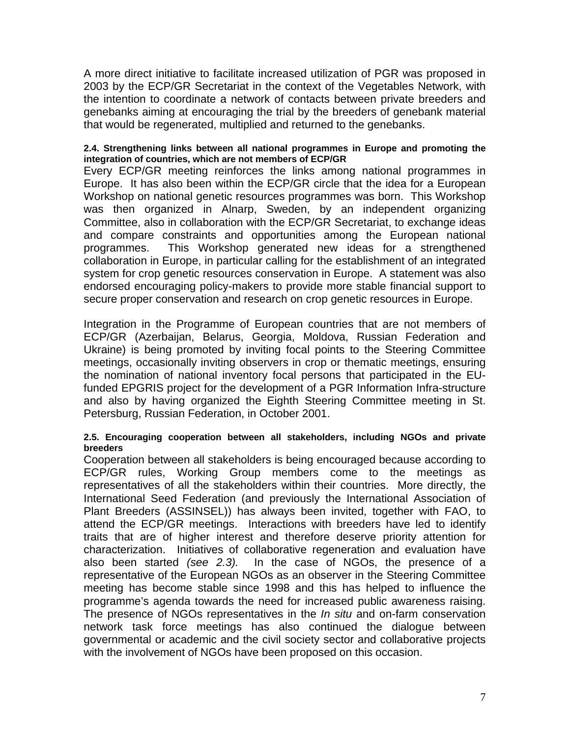A more direct initiative to facilitate increased utilization of PGR was proposed in 2003 by the ECP/GR Secretariat in the context of the Vegetables Network, with the intention to coordinate a network of contacts between private breeders and genebanks aiming at encouraging the trial by the breeders of genebank material that would be regenerated, multiplied and returned to the genebanks.

#### 2.4. Strengthening links between all national programmes in Europe and promoting the integration of countries, which are not members of ECP/GR

Every ECP/GR meeting reinforces the links among national programmes in Europe. It has also been within the ECP/GR circle that the idea for a European Workshop on national genetic resources programmes was born. This Workshop was then organized in Alnarp, Sweden, by an independent organizing Committee, also in collaboration with the ECP/GR Secretariat, to exchange ideas and compare constraints and opportunities among the European national programmes. This Workshop generated new ideas for a strengthened collaboration in Europe, in particular calling for the establishment of an integrated system for crop genetic resources conservation in Europe. A statement was also endorsed encouraging policy-makers to provide more stable financial support to secure proper conservation and research on crop genetic resources in Europe.

Integration in the Programme of European countries that are not members of ECP/GR (Azerbaijan, Belarus, Georgia, Moldova, Russian Federation and Ukraine) is being promoted by inviting focal points to the Steering Committee meetings, occasionally inviting observers in crop or thematic meetings, ensuring the nomination of national inventory focal persons that participated in the EU-funded EPGRIS project for the development of a PGR Information Infra-structure and also by having organized the Eighth Steering Committee meeting in St. Petersburg, Russian Federation, in October 2001.

#### 2.5. Encouraging cooperation between all stakeholders, including NGOs and private breeders

Cooperation between all stakeholders is being encouraged because according to ECP/GR rules, Working Group members come to the meetings as representatives of all the stakeholders within their countries. More directly, the International Seed Federation (and previously the International Association of Plant Breeders (ASSINSEL)) has always been invited, together with FAO, to attend the ECP/GR meetings. Interactions with breeders have led to identify traits that are of higher interest and therefore deserve priority attention for characterization. Initiatives of collaborative regeneration and evaluation have also been started *(see 2.3).* In the case of NGOs, the presence of a representative of the European NGOs as an observer in the Steering Committee meeting has become stable since 1998 and this has helped to influence the programme's agenda towards the need for increased public awareness raising. The presence of NGOs representatives in the *In situ* and on-farm conservation network task force meetings has also continued the dialogue between governmental or academic and the civil society sector and collaborative projects with the involvement of NGOs have been proposed on this occasion.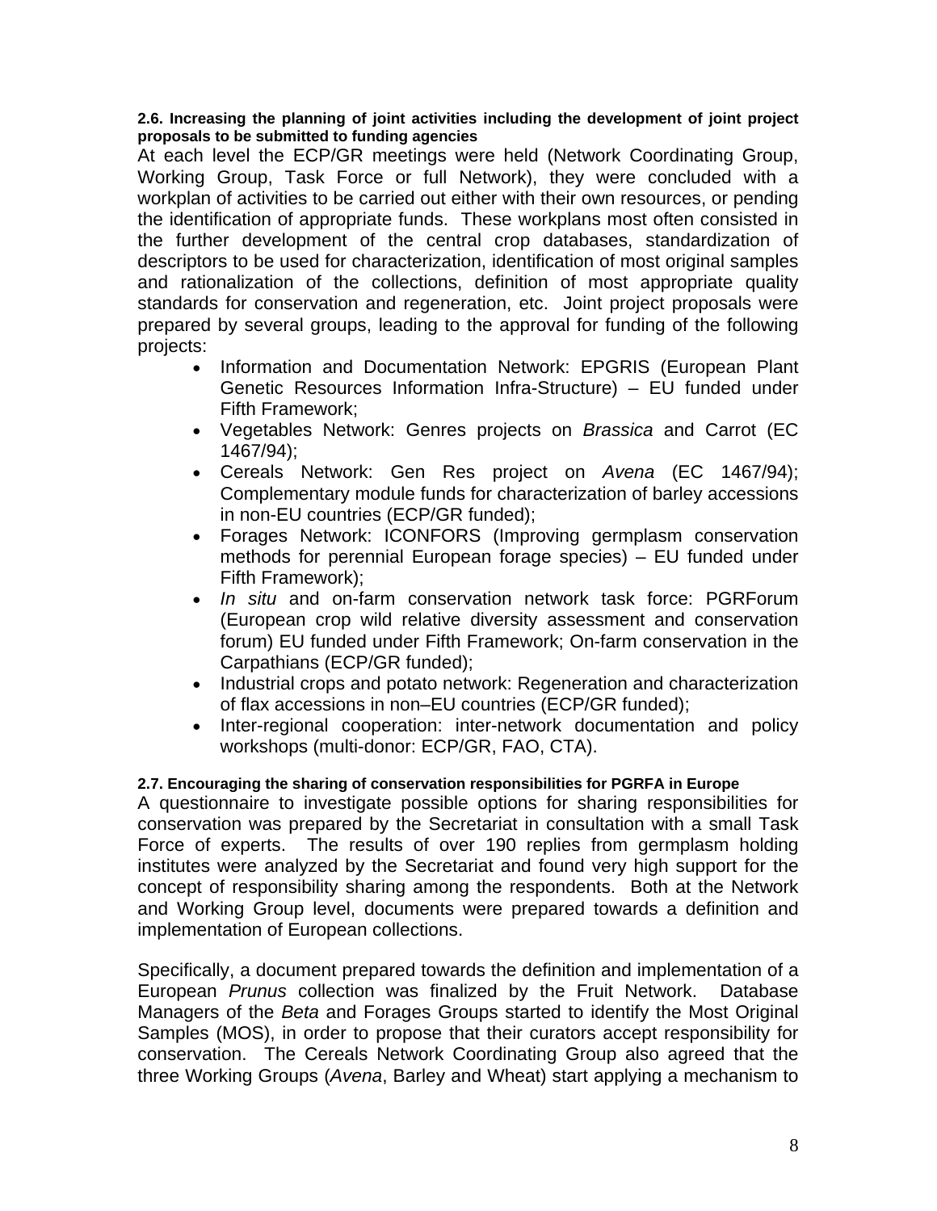### 2.6. Increasing the planning of joint activities including the development of joint project proposals to be submitted to funding agencies

At each level the ECP/GR meetings were held (Network Coordinating Group, Working Group, Task Force or full Network), they were concluded with a workplan of activities to be carried out either with their own resources, or pending the identification of appropriate funds. These workplans most often consisted in the further development of the central crop databases, standardization of descriptors to be used for characterization, identification of most original samples and rationalization of the collections, definition of most appropriate quality standards for conservation and regeneration, etc. Joint project proposals were prepared by several groups, leading to the approval for funding of the following projects:

- Information and Documentation Network: EPGRIS (European Plant Genetic Resources Information Infra-Structure) – EU funded under Fifth Framework;
- Vegetables Network: Genres projects on *Brassica* and Carrot (EC 1467/94);
- Cereals Network: Gen Res project on *Avena* (EC 1467/94); Complementary module funds for characterization of barley accessions in non-EU countries (ECP/GR funded);
- Forages Network: ICONFORS (Improving germplasm conservation methods for perennial European forage species) – EU funded under Fifth Framework);
- *In situ* and on-farm conservation network task force: PGRForum (European crop wild relative diversity assessment and conservation forum) EU funded under Fifth Framework; On-farm conservation in the Carpathians (ECP/GR funded);
- Industrial crops and potato network: Regeneration and characterization of flax accessions in non–EU countries (ECP/GR funded);
- Inter-regional cooperation: inter-network documentation and policy workshops (multi-donor: ECP/GR, FAO, CTA).

### 2.7. Encouraging the sharing of conservation responsibilities for PGRFA in Europe

A questionnaire to investigate possible options for sharing responsibilities for conservation was prepared by the Secretariat in consultation with a small Task Force of experts. The results of over 190 replies from germplasm holding institutes were analyzed by the Secretariat and found very high support for the concept of responsibility sharing among the respondents. Both at the Network and Working Group level, documents were prepared towards a definition and implementation of European collections.

Specifically, a document prepared towards the definition and implementation of a European *Prunus* collection was finalized by the Fruit Network. Database Managers of the *Beta* and Forages Groups started to identify the Most Original Samples (MOS), in order to propose that their curators accept responsibility for conservation. The Cereals Network Coordinating Group also agreed that the three Working Groups (*Avena*, Barley and Wheat) start applying a mechanism to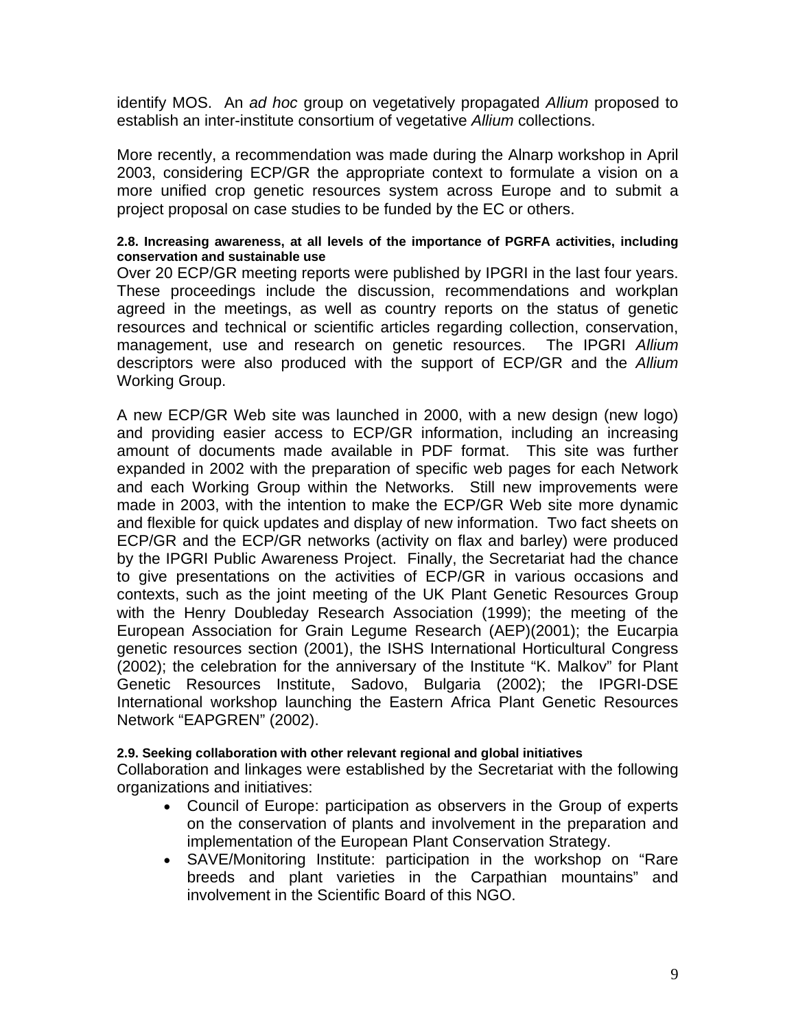identify MOS. An *ad hoc* group on vegetatively propagated *Allium* proposed to establish an inter-institute consortium of vegetative *Allium* collections.

More recently, a recommendation was made during the Alnarp workshop in April 2003, considering ECP/GR the appropriate context to formulate a vision on a more unified crop genetic resources system across Europe and to submit a project proposal on case studies to be funded by the EC or others.

#### 2.8. Increasing awareness, at all levels of the importance of PGRFA activities, including conservation and sustainable use

Over 20 ECP/GR meeting reports were published by IPGRI in the last four years. These proceedings include the discussion, recommendations and workplan agreed in the meetings, as well as country reports on the status of genetic resources and technical or scientific articles regarding collection, conservation, management, use and research on genetic resources. The IPGRI *Allium* descriptors were also produced with the support of ECP/GR and the *Allium* Working Group.

A new ECP/GR Web site was launched in 2000, with a new design (new logo) and providing easier access to ECP/GR information, including an increasing amount of documents made available in PDF format. This site was further expanded in 2002 with the preparation of specific web pages for each Network and each Working Group within the Networks. Still new improvements were made in 2003, with the intention to make the ECP/GR Web site more dynamic and flexible for quick updates and display of new information. Two fact sheets on ECP/GR and the ECP/GR networks (activity on flax and barley) were produced by the IPGRI Public Awareness Project. Finally, the Secretariat had the chance to give presentations on the activities of ECP/GR in various occasions and contexts, such as the joint meeting of the UK Plant Genetic Resources Group with the Henry Doubleday Research Association (1999); the meeting of the European Association for Grain Legume Research (AEP)(2001); the Eucarpia genetic resources section (2001), the ISHS International Horticultural Congress (2002); the celebration for the anniversary of the Institute "K. Malkov" for Plant Genetic Resources Institute, Sadovo, Bulgaria (2002); the IPGRI-DSE International workshop launching the Eastern Africa Plant Genetic Resources Network "EAPGREN" (2002).

#### 2.9. Seeking collaboration with other relevant regional and global initiatives

Collaboration and linkages were established by the Secretariat with the following organizations and initiatives:

- Council of Europe: participation as observers in the Group of experts on the conservation of plants and involvement in the preparation and implementation of the European Plant Conservation Strategy.
- SAVE/Monitoring Institute: participation in the workshop on "Rare breeds and plant varieties in the Carpathian mountains" and involvement in the Scientific Board of this NGO.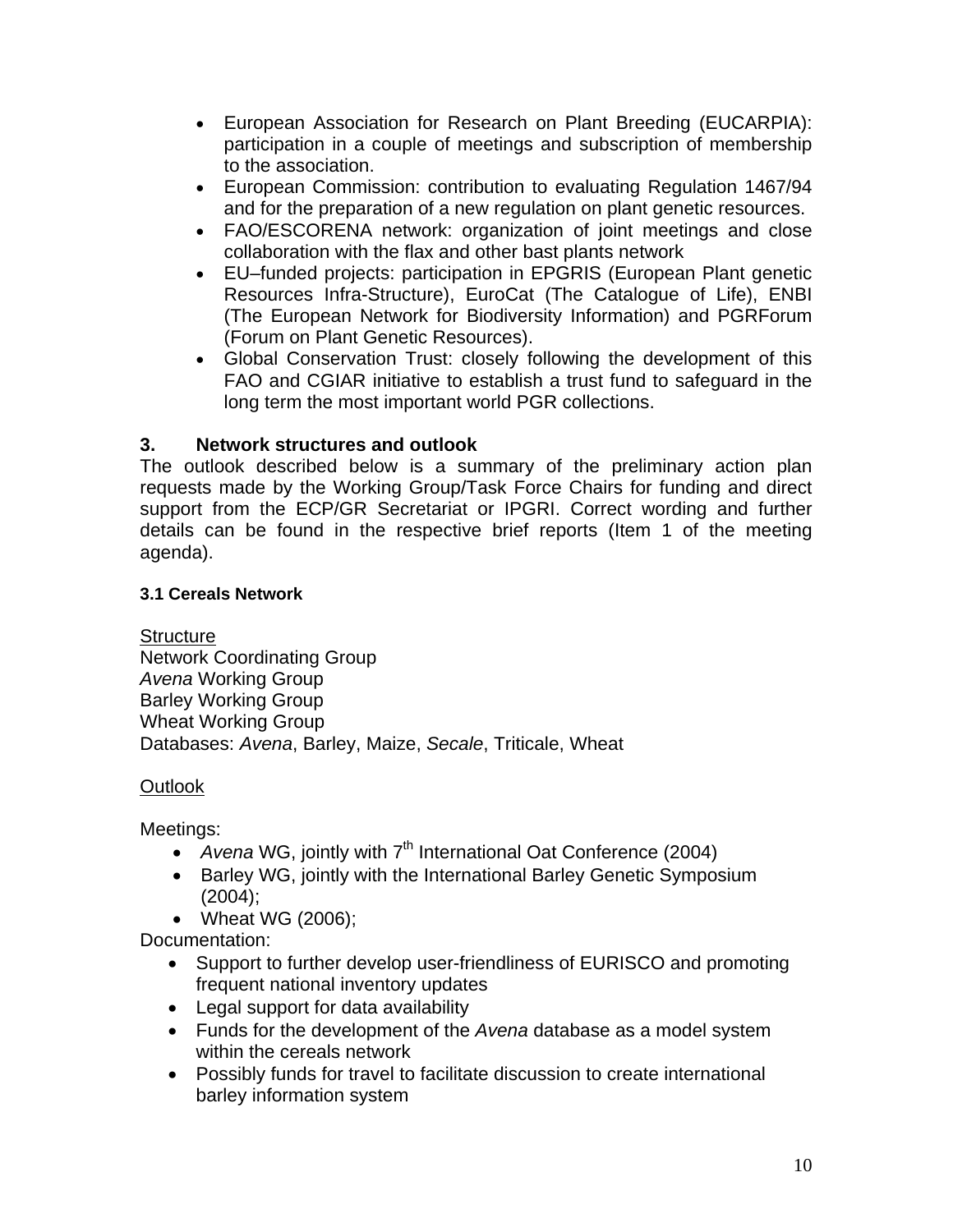- European Association for Research on Plant Breeding (EUCARPIA): participation in a couple of meetings and subscription of membership to the association.
- European Commission: contribution to evaluating Regulation 1467/94 and for the preparation of a new regulation on plant genetic resources.
- FAO/ESCORENA network: organization of joint meetings and close collaboration with the flax and other bast plants network
- EU–funded projects: participation in EPGRIS (European Plant genetic Resources Infra-Structure), EuroCat (The Catalogue of Life), ENBI (The European Network for Biodiversity Information) and PGRForum (Forum on Plant Genetic Resources).
- Global Conservation Trust: closely following the development of this FAO and CGIAR initiative to establish a trust fund to safeguard in the long term the most important world PGR collections.

## 3. Network structures and outlook

The outlook described below is a summary of the preliminary action plan requests made by the Working Group/Task Force Chairs for funding and direct support from the ECP/GR Secretariat or IPGRI. Correct wording and further details can be found in the respective brief reports (Item 1 of the meeting agenda).

### 3.1 Cereals Network

Structure
Network Coordinating Group
*Avena* Working Group
Barley Working Group
Wheat Working Group
Databases: *Avena*, Barley, Maize, *Secale*, Triticale, Wheat

Outlook

Meetings:

- *Avena* WG, jointly with 7th International Oat Conference (2004)
- Barley WG, jointly with the International Barley Genetic Symposium (2004);
- Wheat WG (2006);

Documentation:

- Support to further develop user-friendliness of EURISCO and promoting frequent national inventory updates
- Legal support for data availability
- Funds for the development of the *Avena* database as a model system within the cereals network
- Possibly funds for travel to facilitate discussion to create international barley information system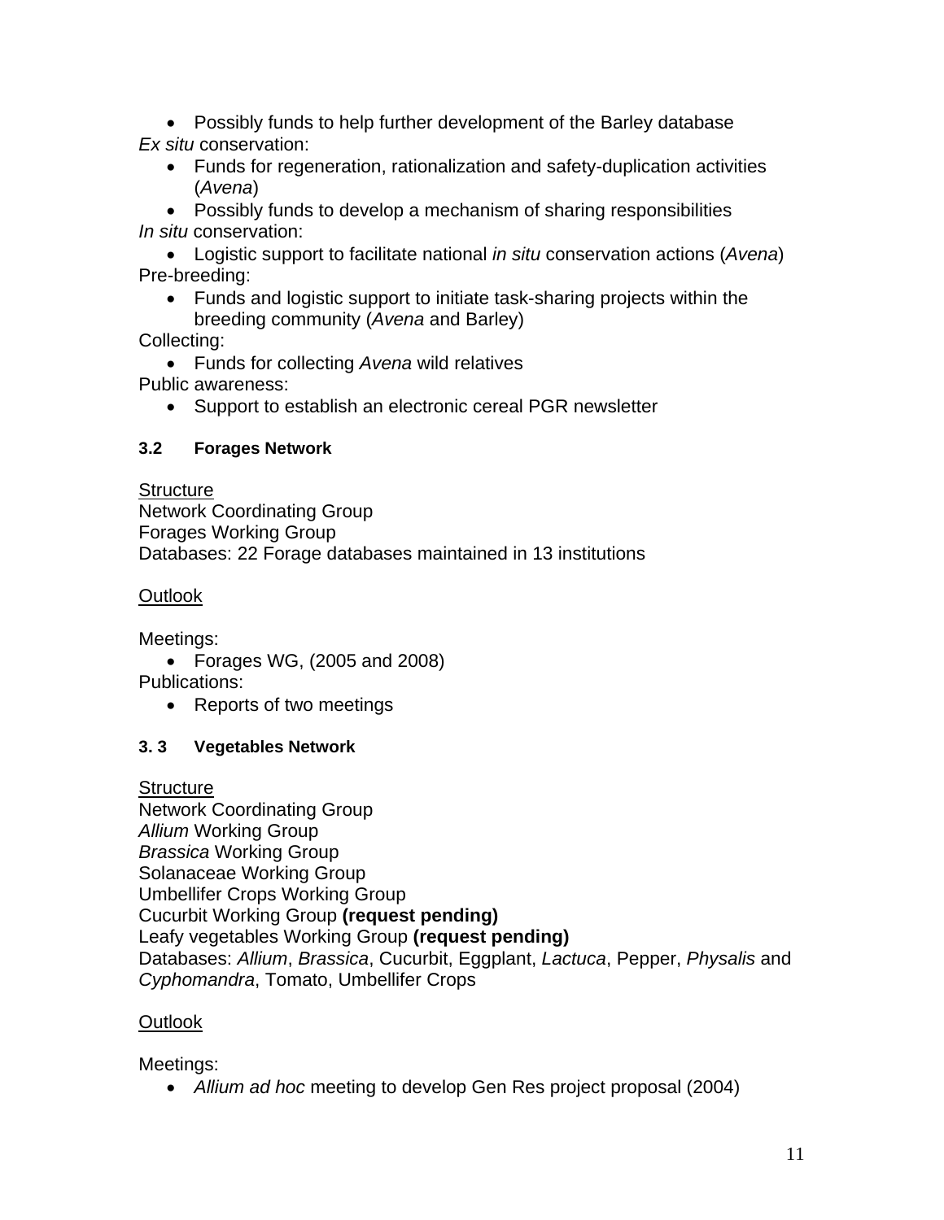- Possibly funds to help further development of the Barley database

*Ex situ* conservation:

- Funds for regeneration, rationalization and safety-duplication activities (*Avena*)
- Possibly funds to develop a mechanism of sharing responsibilities

*In situ* conservation:

- Logistic support to facilitate national *in situ* conservation actions (*Avena*)

Pre-breeding:

- Funds and logistic support to initiate task-sharing projects within the breeding community (*Avena* and Barley)

Collecting:

- Funds for collecting *Avena* wild relatives

Public awareness:

- Support to establish an electronic cereal PGR newsletter

### 3.2 Forages Network

<u>Structure</u>

Network Coordinating Group
Forages Working Group
Databases: 22 Forage databases maintained in 13 institutions

<u>Outlook</u>

Meetings:

- Forages WG, (2005 and 2008)

Publications:

- Reports of two meetings

### 3. 3 Vegetables Network

<u>Structure</u>

Network Coordinating Group
*Allium* Working Group
*Brassica* Working Group
Solanaceae Working Group
Umbellifer Crops Working Group
Cucurbit Working Group **(request pending)**
Leafy vegetables Working Group **(request pending)**
Databases: *Allium*, *Brassica*, Cucurbit, Eggplant, *Lactuca*, Pepper, *Physalis* and *Cyphomandra*, Tomato, Umbellifer Crops

<u>Outlook</u>

Meetings:

- *Allium ad hoc* meeting to develop Gen Res project proposal (2004)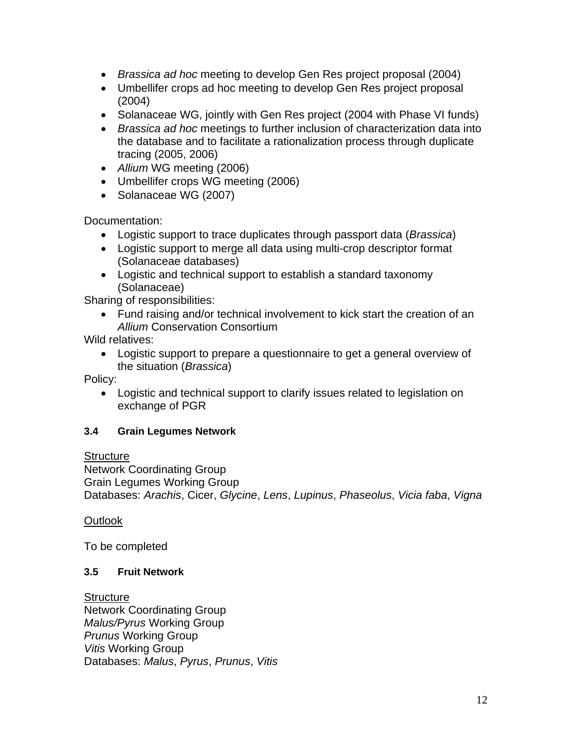- *Brassica ad hoc* meeting to develop Gen Res project proposal (2004)
- Umbellifer crops ad hoc meeting to develop Gen Res project proposal (2004)
- Solanaceae WG, jointly with Gen Res project (2004 with Phase VI funds)
- *Brassica ad hoc* meetings to further inclusion of characterization data into the database and to facilitate a rationalization process through duplicate tracing (2005, 2006)
- *Allium* WG meeting (2006)
- Umbellifer crops WG meeting (2006)
- Solanaceae WG (2007)

Documentation:

- Logistic support to trace duplicates through passport data (*Brassica*)
- Logistic support to merge all data using multi-crop descriptor format (Solanaceae databases)
- Logistic and technical support to establish a standard taxonomy (Solanaceae)

Sharing of responsibilities:

- Fund raising and/or technical involvement to kick start the creation of an *Allium* Conservation Consortium

Wild relatives:

- Logistic support to prepare a questionnaire to get a general overview of the situation (*Brassica*)

Policy:

- Logistic and technical support to clarify issues related to legislation on exchange of PGR

### 3.4 Grain Legumes Network

<u>Structure</u>
Network Coordinating Group
Grain Legumes Working Group
Databases: *Arachis*, Cicer, *Glycine*, *Lens*, *Lupinus*, *Phaseolus*, *Vicia faba*, *Vigna*

<u>Outlook</u>

To be completed

### 3.5 Fruit Network

<u>Structure</u>
Network Coordinating Group
*Malus/Pyrus* Working Group
*Prunus* Working Group
*Vitis* Working Group
Databases: *Malus*, *Pyrus*, *Prunus*, *Vitis*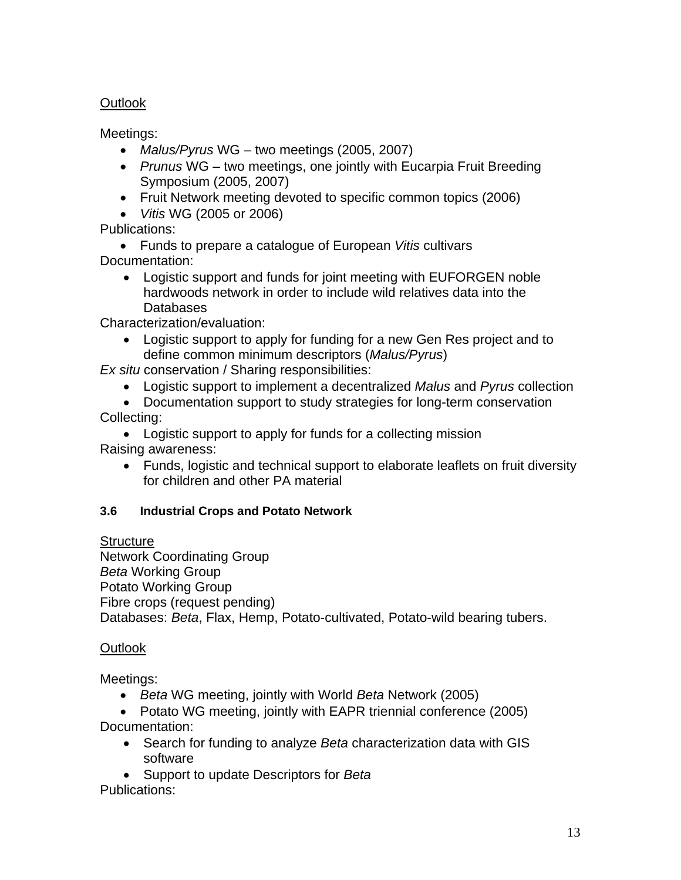<u>Outlook</u>

Meetings:

- *Malus/Pyrus* WG – two meetings (2005, 2007)
- *Prunus* WG – two meetings, one jointly with Eucarpia Fruit Breeding Symposium (2005, 2007)
- Fruit Network meeting devoted to specific common topics (2006)
- *Vitis* WG (2005 or 2006)

Publications:

- Funds to prepare a catalogue of European *Vitis* cultivars

Documentation:

- Logistic support and funds for joint meeting with EUFORGEN noble hardwoods network in order to include wild relatives data into the Databases

Characterization/evaluation:

- Logistic support to apply for funding for a new Gen Res project and to define common minimum descriptors (*Malus/Pyrus*)

*Ex situ* conservation / Sharing responsibilities:

- Logistic support to implement a decentralized *Malus* and *Pyrus* collection
- Documentation support to study strategies for long-term conservation

Collecting:

- Logistic support to apply for funds for a collecting mission

Raising awareness:

- Funds, logistic and technical support to elaborate leaflets on fruit diversity for children and other PA material

#### 3.6 Industrial Crops and Potato Network

<u>Structure</u>

Network Coordinating Group
*Beta* Working Group
Potato Working Group
Fibre crops (request pending)
Databases: *Beta*, Flax, Hemp, Potato-cultivated, Potato-wild bearing tubers.

<u>Outlook</u>

Meetings:

- *Beta* WG meeting, jointly with World *Beta* Network (2005)
- Potato WG meeting, jointly with EAPR triennial conference (2005)

Documentation:

- Search for funding to analyze *Beta* characterization data with GIS software
- Support to update Descriptors for *Beta*

Publications: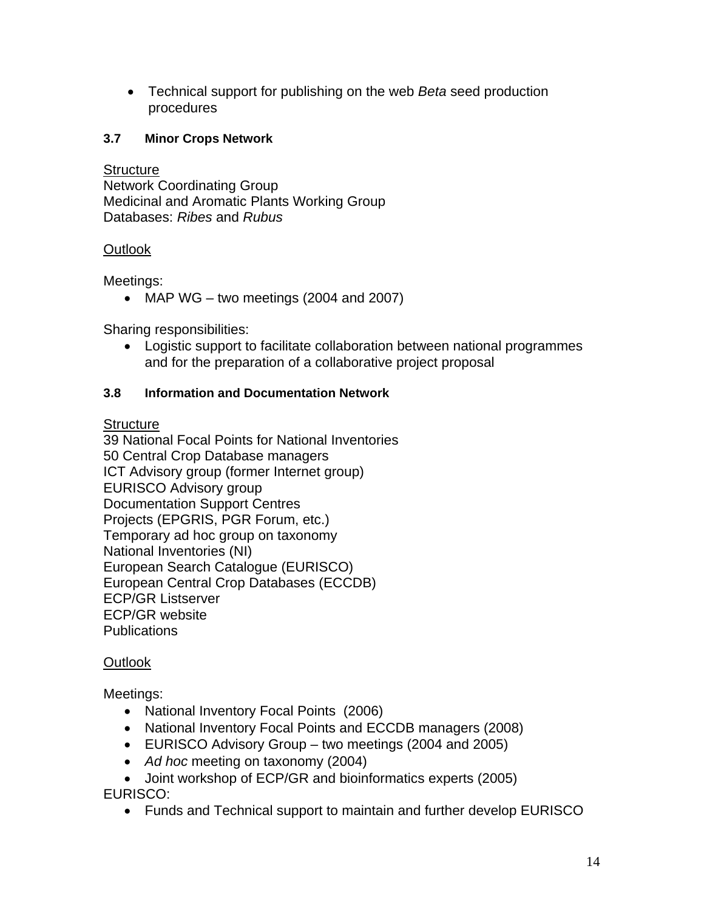- Technical support for publishing on the web *Beta* seed production procedures

### 3.7 Minor Crops Network

Structure
Network Coordinating Group
Medicinal and Aromatic Plants Working Group
Databases: *Ribes* and *Rubus*

Outlook

Meetings:

- MAP WG – two meetings (2004 and 2007)

Sharing responsibilities:

- Logistic support to facilitate collaboration between national programmes and for the preparation of a collaborative project proposal

### 3.8 Information and Documentation Network

Structure
39 National Focal Points for National Inventories
50 Central Crop Database managers
ICT Advisory group (former Internet group)
EURISCO Advisory group
Documentation Support Centres
Projects (EPGRIS, PGR Forum, etc.)
Temporary ad hoc group on taxonomy
National Inventories (NI)
European Search Catalogue (EURISCO)
European Central Crop Databases (ECCDB)
ECP/GR Listserver
ECP/GR website
Publications

Outlook

Meetings:

- National Inventory Focal Points (2006)
- National Inventory Focal Points and ECCDB managers (2008)
- EURISCO Advisory Group – two meetings (2004 and 2005)
- *Ad hoc* meeting on taxonomy (2004)
- Joint workshop of ECP/GR and bioinformatics experts (2005)

EURISCO:

- Funds and Technical support to maintain and further develop EURISCO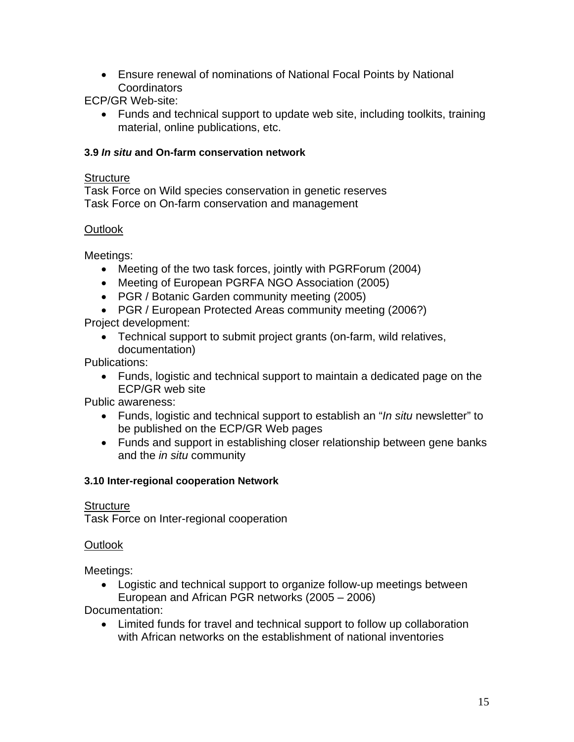- Ensure renewal of nominations of National Focal Points by National Coordinators

ECP/GR Web-site:

- Funds and technical support to update web site, including toolkits, training material, online publications, etc.

### 3.9 *In situ* and On-farm conservation network

Structure

Task Force on Wild species conservation in genetic reserves
Task Force on On-farm conservation and management

Outlook

Meetings:

- Meeting of the two task forces, jointly with PGRForum (2004)
- Meeting of European PGRFA NGO Association (2005)
- PGR / Botanic Garden community meeting (2005)
- PGR / European Protected Areas community meeting (2006?)

Project development:

- Technical support to submit project grants (on-farm, wild relatives, documentation)

Publications:

- Funds, logistic and technical support to maintain a dedicated page on the ECP/GR web site

Public awareness:

- Funds, logistic and technical support to establish an "*In situ* newsletter" to be published on the ECP/GR Web pages
- Funds and support in establishing closer relationship between gene banks and the *in situ* community

### 3.10 Inter-regional cooperation Network

Structure

Task Force on Inter-regional cooperation

Outlook

Meetings:

- Logistic and technical support to organize follow-up meetings between European and African PGR networks (2005 – 2006)

Documentation:

- Limited funds for travel and technical support to follow up collaboration with African networks on the establishment of national inventories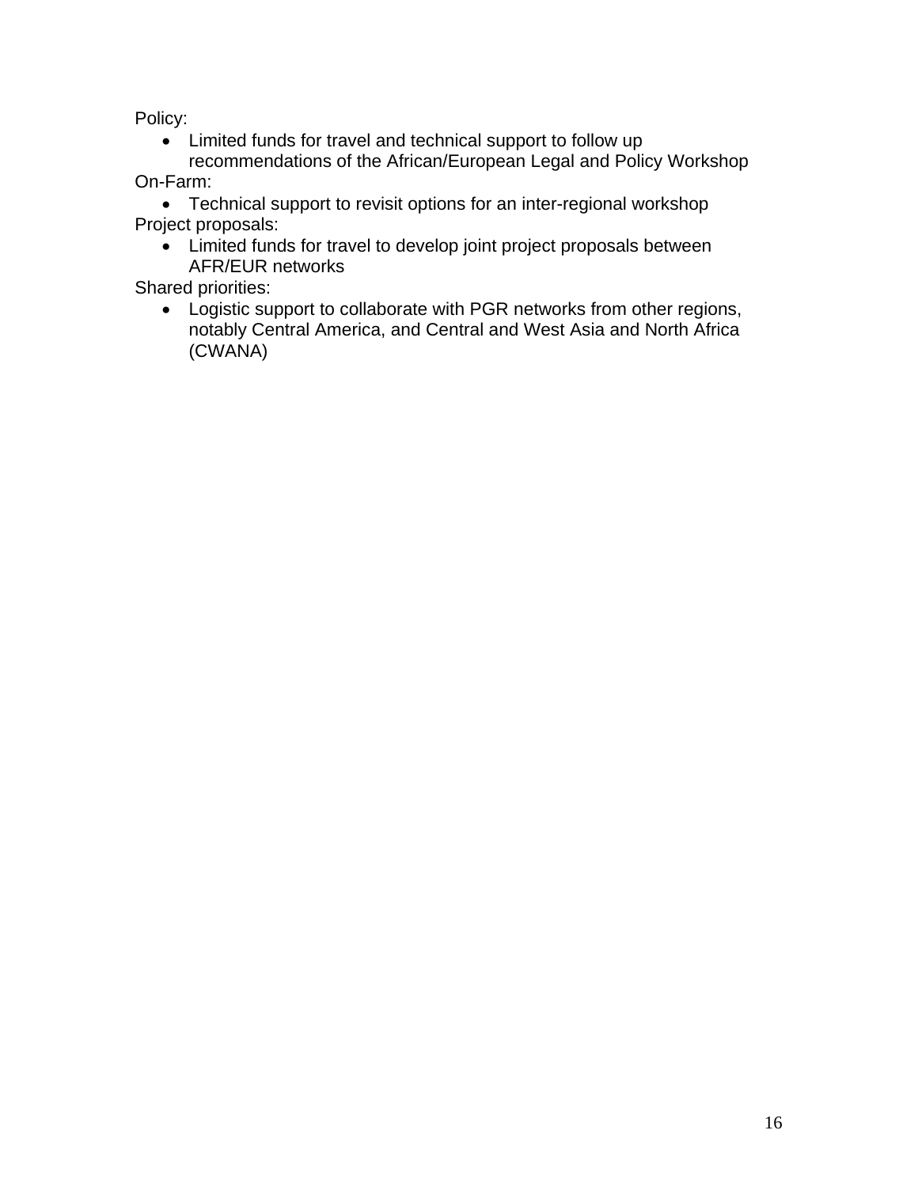Policy:

- Limited funds for travel and technical support to follow up recommendations of the African/European Legal and Policy Workshop

On-Farm:

- Technical support to revisit options for an inter-regional workshop

Project proposals:

- Limited funds for travel to develop joint project proposals between AFR/EUR networks

Shared priorities:

- Logistic support to collaborate with PGR networks from other regions, notably Central America, and Central and West Asia and North Africa (CWANA)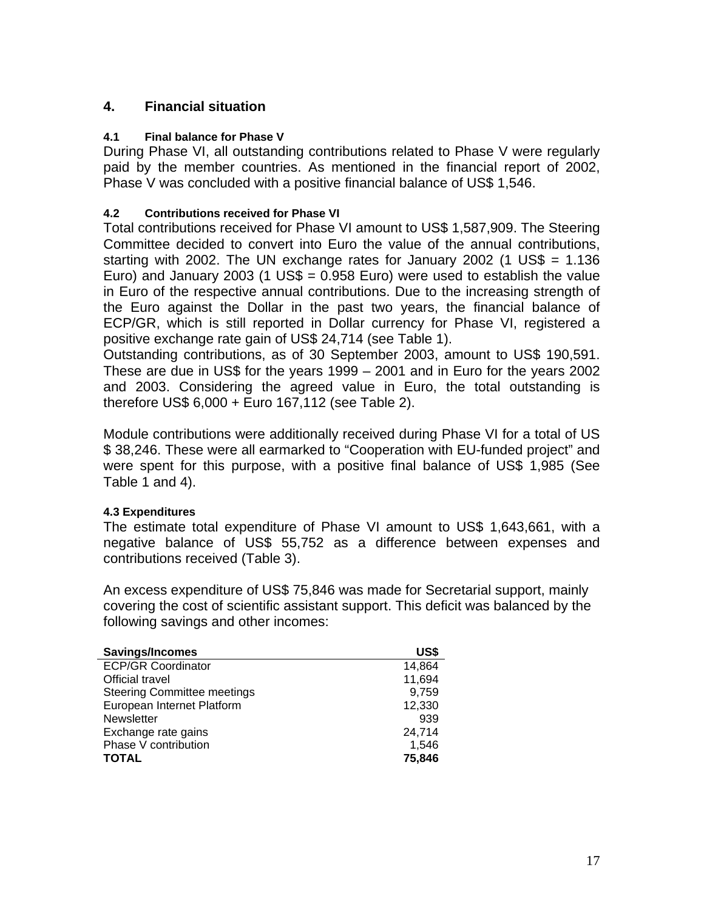## 4. Financial situation

### 4.1 Final balance for Phase V

During Phase VI, all outstanding contributions related to Phase V were regularly paid by the member countries. As mentioned in the financial report of 2002, Phase V was concluded with a positive financial balance of US$ 1,546.

### 4.2 Contributions received for Phase VI

Total contributions received for Phase VI amount to US$ 1,587,909. The Steering Committee decided to convert into Euro the value of the annual contributions, starting with 2002. The UN exchange rates for January 2002 (1 US$ = 1.136 Euro) and January 2003 (1 US$ = 0.958 Euro) were used to establish the value in Euro of the respective annual contributions. Due to the increasing strength of the Euro against the Dollar in the past two years, the financial balance of ECP/GR, which is still reported in Dollar currency for Phase VI, registered a positive exchange rate gain of US$ 24,714 (see Table 1).

Outstanding contributions, as of 30 September 2003, amount to US$ 190,591. These are due in US$ for the years 1999 – 2001 and in Euro for the years 2002 and 2003. Considering the agreed value in Euro, the total outstanding is therefore US$ 6,000 + Euro 167,112 (see Table 2).

Module contributions were additionally received during Phase VI for a total of US $ 38,246. These were all earmarked to "Cooperation with EU-funded project" and were spent for this purpose, with a positive final balance of US$ 1,985 (See Table 1 and 4).

### 4.3 Expenditures

The estimate total expenditure of Phase VI amount to US$ 1,643,661, with a negative balance of US$ 55,752 as a difference between expenses and contributions received (Table 3).

An excess expenditure of US$ 75,846 was made for Secretarial support, mainly covering the cost of scientific assistant support. This deficit was balanced by the following savings and other incomes:

| Savings/Incomes | US$ |
|---|---:|
| ECP/GR Coordinator | 14,864 |
| Official travel | 11,694 |
| Steering Committee meetings | 9,759 |
| European Internet Platform | 12,330 |
| Newsletter | 939 |
| Exchange rate gains | 24,714 |
| Phase V contribution | 1,546 |
| **TOTAL** | **75,846** |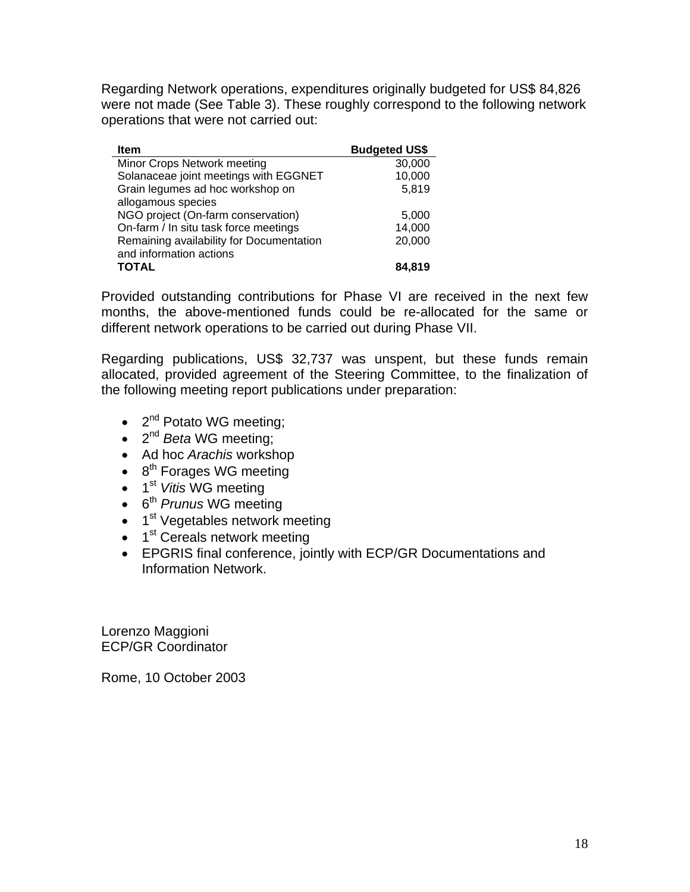Regarding Network operations, expenditures originally budgeted for US$ 84,826 were not made (See Table 3). These roughly correspond to the following network operations that were not carried out:

| Item | Budgeted US$ |
|---|---:|
| Minor Crops Network meeting | 30,000 |
| Solanaceae joint meetings with EGGNET | 10,000 |
| Grain legumes ad hoc workshop on allogamous species | 5,819 |
| NGO project (On-farm conservation) | 5,000 |
| On-farm / In situ task force meetings | 14,000 |
| Remaining availability for Documentation and information actions | 20,000 |
| **TOTAL** | **84,819** |

Provided outstanding contributions for Phase VI are received in the next few months, the above-mentioned funds could be re-allocated for the same or different network operations to be carried out during Phase VII.

Regarding publications, US$ 32,737 was unspent, but these funds remain allocated, provided agreement of the Steering Committee, to the finalization of the following meeting report publications under preparation:

- 2nd Potato WG meeting;
- 2nd *Beta* WG meeting;
- Ad hoc *Arachis* workshop
- 8th Forages WG meeting
- 1st *Vitis* WG meeting
- 6th *Prunus* WG meeting
- 1st Vegetables network meeting
- 1st Cereals network meeting
- EPGRIS final conference, jointly with ECP/GR Documentations and Information Network.

Lorenzo Maggioni
ECP/GR Coordinator

Rome, 10 October 2003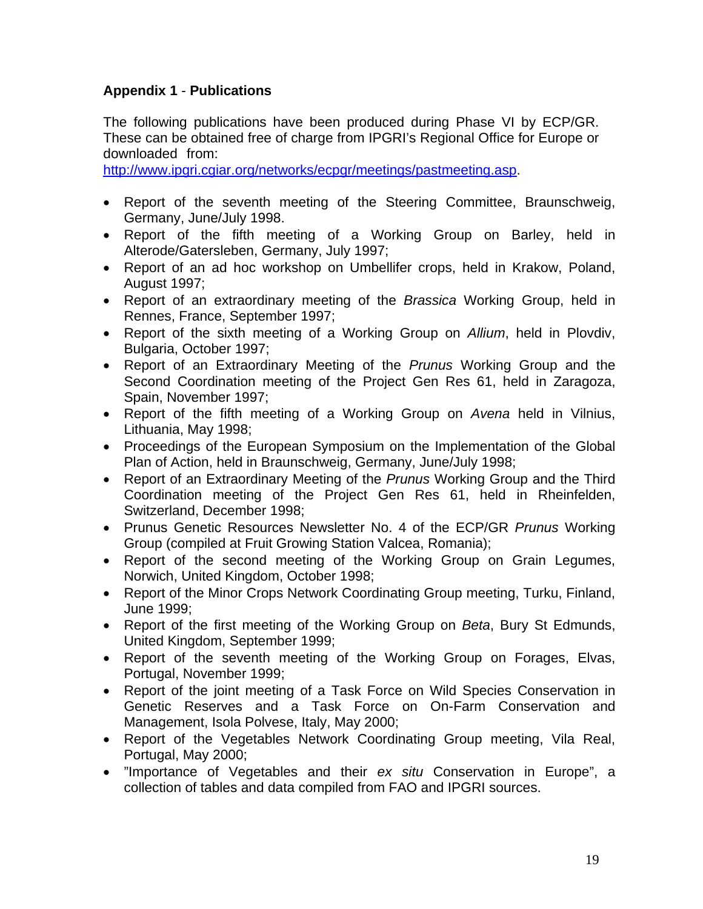## **Appendix 1** - **Publications**

The following publications have been produced during Phase VI by ECP/GR. These can be obtained free of charge from IPGRI's Regional Office for Europe or downloaded from:
http://www.ipgri.cgiar.org/networks/ecpgr/meetings/pastmeeting.asp.

- Report of the seventh meeting of the Steering Committee, Braunschweig, Germany, June/July 1998.
- Report of the fifth meeting of a Working Group on Barley, held in Alterode/Gatersleben, Germany, July 1997;
- Report of an ad hoc workshop on Umbellifer crops, held in Krakow, Poland, August 1997;
- Report of an extraordinary meeting of the *Brassica* Working Group, held in Rennes, France, September 1997;
- Report of the sixth meeting of a Working Group on *Allium*, held in Plovdiv, Bulgaria, October 1997;
- Report of an Extraordinary Meeting of the *Prunus* Working Group and the Second Coordination meeting of the Project Gen Res 61, held in Zaragoza, Spain, November 1997;
- Report of the fifth meeting of a Working Group on *Avena* held in Vilnius, Lithuania, May 1998;
- Proceedings of the European Symposium on the Implementation of the Global Plan of Action, held in Braunschweig, Germany, June/July 1998;
- Report of an Extraordinary Meeting of the *Prunus* Working Group and the Third Coordination meeting of the Project Gen Res 61, held in Rheinfelden, Switzerland, December 1998;
- Prunus Genetic Resources Newsletter No. 4 of the ECP/GR *Prunus* Working Group (compiled at Fruit Growing Station Valcea, Romania);
- Report of the second meeting of the Working Group on Grain Legumes, Norwich, United Kingdom, October 1998;
- Report of the Minor Crops Network Coordinating Group meeting, Turku, Finland, June 1999;
- Report of the first meeting of the Working Group on *Beta*, Bury St Edmunds, United Kingdom, September 1999;
- Report of the seventh meeting of the Working Group on Forages, Elvas, Portugal, November 1999;
- Report of the joint meeting of a Task Force on Wild Species Conservation in Genetic Reserves and a Task Force on On-Farm Conservation and Management, Isola Polvese, Italy, May 2000;
- Report of the Vegetables Network Coordinating Group meeting, Vila Real, Portugal, May 2000;
- "Importance of Vegetables and their *ex situ* Conservation in Europe", a collection of tables and data compiled from FAO and IPGRI sources.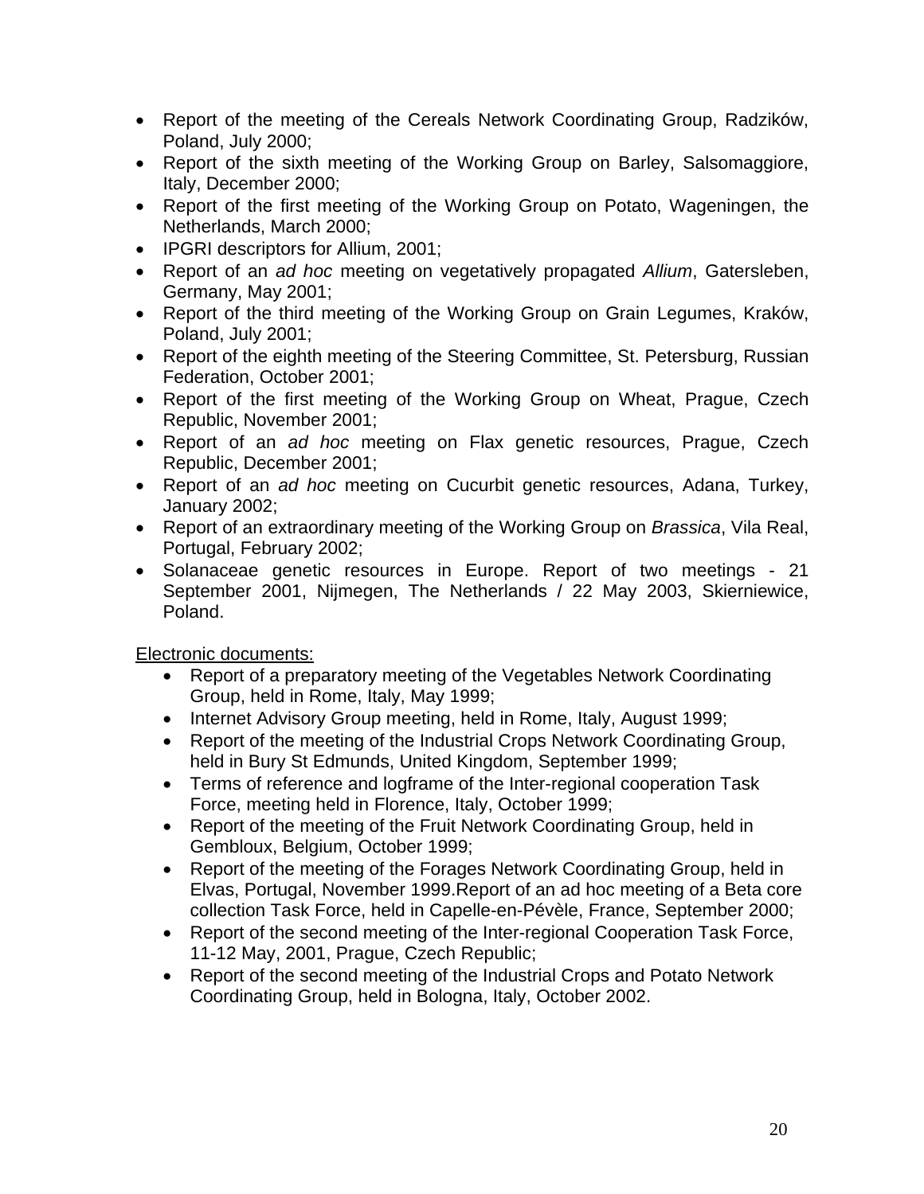- Report of the meeting of the Cereals Network Coordinating Group, Radzików, Poland, July 2000;
- Report of the sixth meeting of the Working Group on Barley, Salsomaggiore, Italy, December 2000;
- Report of the first meeting of the Working Group on Potato, Wageningen, the Netherlands, March 2000;
- IPGRI descriptors for Allium, 2001;
- Report of an *ad hoc* meeting on vegetatively propagated *Allium*, Gatersleben, Germany, May 2001;
- Report of the third meeting of the Working Group on Grain Legumes, Kraków, Poland, July 2001;
- Report of the eighth meeting of the Steering Committee, St. Petersburg, Russian Federation, October 2001;
- Report of the first meeting of the Working Group on Wheat, Prague, Czech Republic, November 2001;
- Report of an *ad hoc* meeting on Flax genetic resources, Prague, Czech Republic, December 2001;
- Report of an *ad hoc* meeting on Cucurbit genetic resources, Adana, Turkey, January 2002;
- Report of an extraordinary meeting of the Working Group on *Brassica*, Vila Real, Portugal, February 2002;
- Solanaceae genetic resources in Europe. Report of two meetings - 21 September 2001, Nijmegen, The Netherlands / 22 May 2003, Skierniewice, Poland.

Electronic documents:

- Report of a preparatory meeting of the Vegetables Network Coordinating Group, held in Rome, Italy, May 1999;
- Internet Advisory Group meeting, held in Rome, Italy, August 1999;
- Report of the meeting of the Industrial Crops Network Coordinating Group, held in Bury St Edmunds, United Kingdom, September 1999;
- Terms of reference and logframe of the Inter-regional cooperation Task Force, meeting held in Florence, Italy, October 1999;
- Report of the meeting of the Fruit Network Coordinating Group, held in Gembloux, Belgium, October 1999;
- Report of the meeting of the Forages Network Coordinating Group, held in Elvas, Portugal, November 1999.Report of an ad hoc meeting of a Beta core collection Task Force, held in Capelle-en-Pévèle, France, September 2000;
- Report of the second meeting of the Inter-regional Cooperation Task Force, 11-12 May, 2001, Prague, Czech Republic;
- Report of the second meeting of the Industrial Crops and Potato Network Coordinating Group, held in Bologna, Italy, October 2002.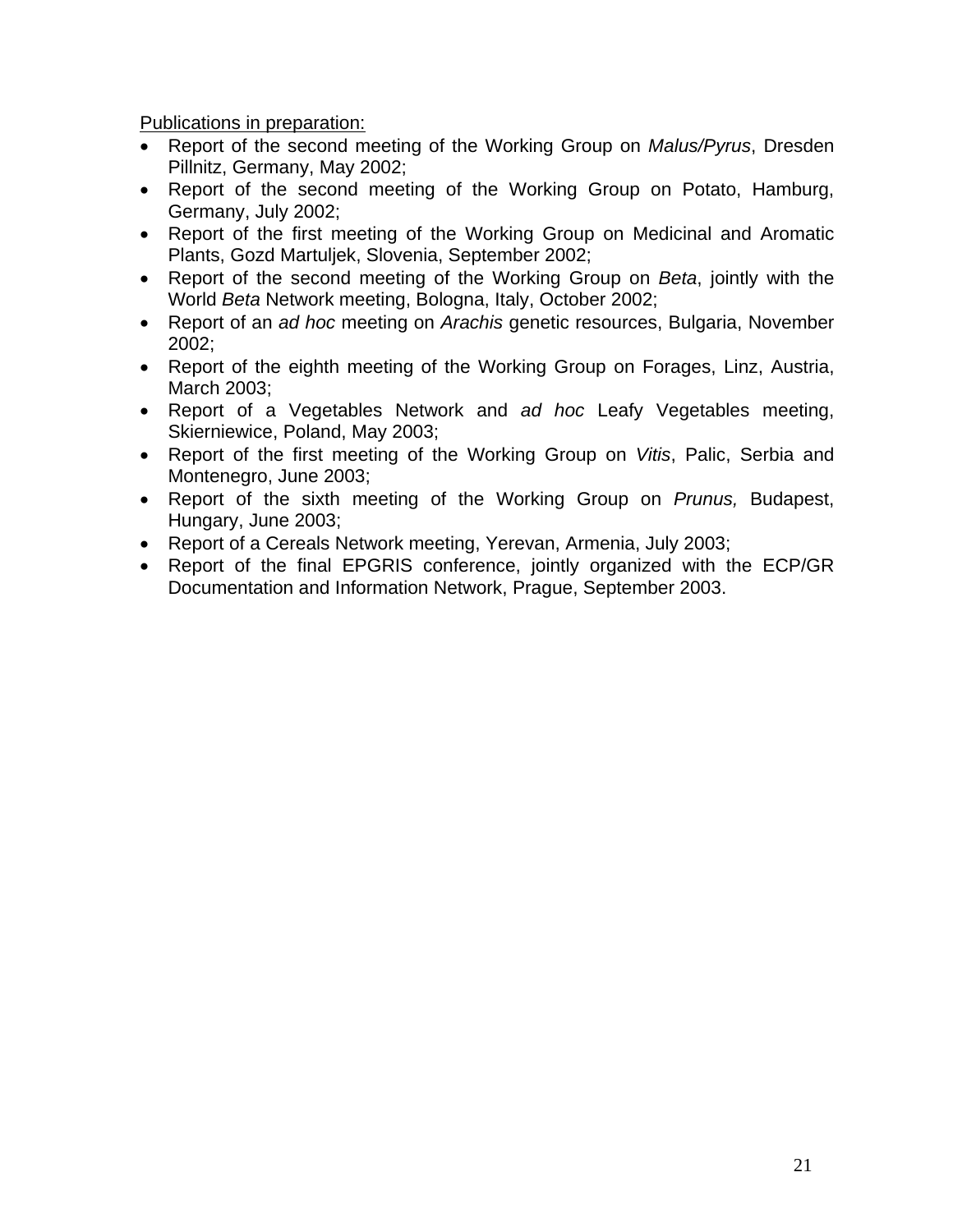<u>Publications in preparation:</u>

- Report of the second meeting of the Working Group on *Malus/Pyrus*, Dresden Pillnitz, Germany, May 2002;
- Report of the second meeting of the Working Group on Potato, Hamburg, Germany, July 2002;
- Report of the first meeting of the Working Group on Medicinal and Aromatic Plants, Gozd Martuljek, Slovenia, September 2002;
- Report of the second meeting of the Working Group on *Beta*, jointly with the World *Beta* Network meeting, Bologna, Italy, October 2002;
- Report of an *ad hoc* meeting on *Arachis* genetic resources, Bulgaria, November 2002;
- Report of the eighth meeting of the Working Group on Forages, Linz, Austria, March 2003;
- Report of a Vegetables Network and *ad hoc* Leafy Vegetables meeting, Skierniewice, Poland, May 2003;
- Report of the first meeting of the Working Group on *Vitis*, Palic, Serbia and Montenegro, June 2003;
- Report of the sixth meeting of the Working Group on *Prunus,* Budapest, Hungary, June 2003;
- Report of a Cereals Network meeting, Yerevan, Armenia, July 2003;
- Report of the final EPGRIS conference, jointly organized with the ECP/GR Documentation and Information Network, Prague, September 2003.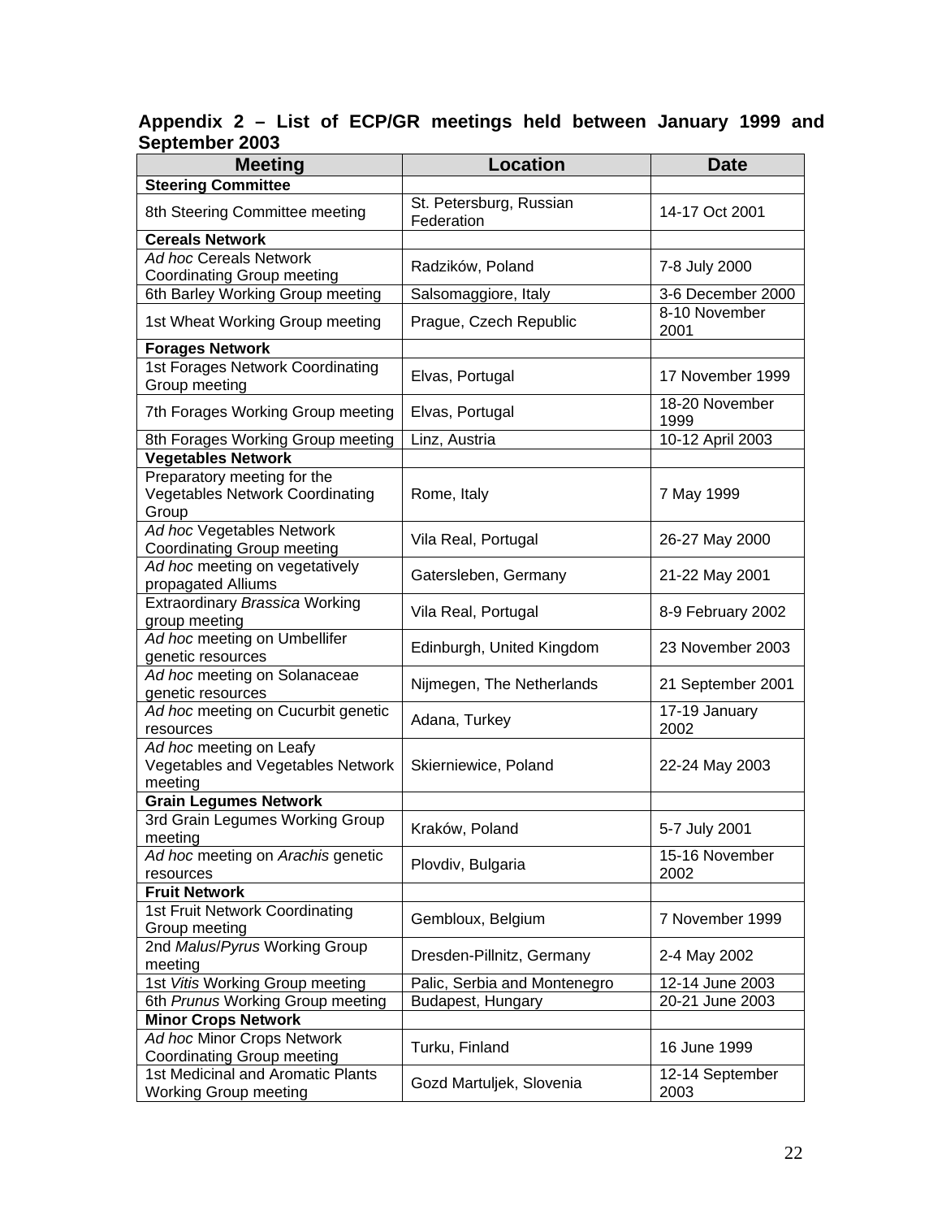## Appendix 2 – List of ECP/GR meetings held between January 1999 and September 2003

| Meeting | Location | Date |
|---|---|---|
| **Steering Committee** | | |
| 8th Steering Committee meeting | St. Petersburg, Russian Federation | 14-17 Oct 2001 |
| **Cereals Network** | | |
| *Ad hoc* Cereals Network Coordinating Group meeting | Radzików, Poland | 7-8 July 2000 |
| 6th Barley Working Group meeting | Salsomaggiore, Italy | 3-6 December 2000 |
| 1st Wheat Working Group meeting | Prague, Czech Republic | 8-10 November 2001 |
| **Forages Network** | | |
| 1st Forages Network Coordinating Group meeting | Elvas, Portugal | 17 November 1999 |
| 7th Forages Working Group meeting | Elvas, Portugal | 18-20 November 1999 |
| 8th Forages Working Group meeting | Linz, Austria | 10-12 April 2003 |
| **Vegetables Network** | | |
| Preparatory meeting for the Vegetables Network Coordinating Group | Rome, Italy | 7 May 1999 |
| *Ad hoc* Vegetables Network Coordinating Group meeting | Vila Real, Portugal | 26-27 May 2000 |
| *Ad hoc* meeting on vegetatively propagated Alliums | Gatersleben, Germany | 21-22 May 2001 |
| Extraordinary *Brassica* Working group meeting | Vila Real, Portugal | 8-9 February 2002 |
| *Ad hoc* meeting on Umbellifer genetic resources | Edinburgh, United Kingdom | 23 November 2003 |
| *Ad hoc* meeting on Solanaceae genetic resources | Nijmegen, The Netherlands | 21 September 2001 |
| *Ad hoc* meeting on Cucurbit genetic resources | Adana, Turkey | 17-19 January 2002 |
| *Ad hoc* meeting on Leafy Vegetables and Vegetables Network meeting | Skierniewice, Poland | 22-24 May 2003 |
| **Grain Legumes Network** | | |
| 3rd Grain Legumes Working Group meeting | Kraków, Poland | 5-7 July 2001 |
| *Ad hoc* meeting on *Arachis* genetic resources | Plovdiv, Bulgaria | 15-16 November 2002 |
| **Fruit Network** | | |
| 1st Fruit Network Coordinating Group meeting | Gembloux, Belgium | 7 November 1999 |
| 2nd *Malus*/*Pyrus* Working Group meeting | Dresden-Pillnitz, Germany | 2-4 May 2002 |
| 1st *Vitis* Working Group meeting | Palic, Serbia and Montenegro | 12-14 June 2003 |
| 6th *Prunus* Working Group meeting | Budapest, Hungary | 20-21 June 2003 |
| **Minor Crops Network** | | |
| *Ad hoc* Minor Crops Network Coordinating Group meeting | Turku, Finland | 16 June 1999 |
| 1st Medicinal and Aromatic Plants Working Group meeting | Gozd Martuljek, Slovenia | 12-14 September 2003 |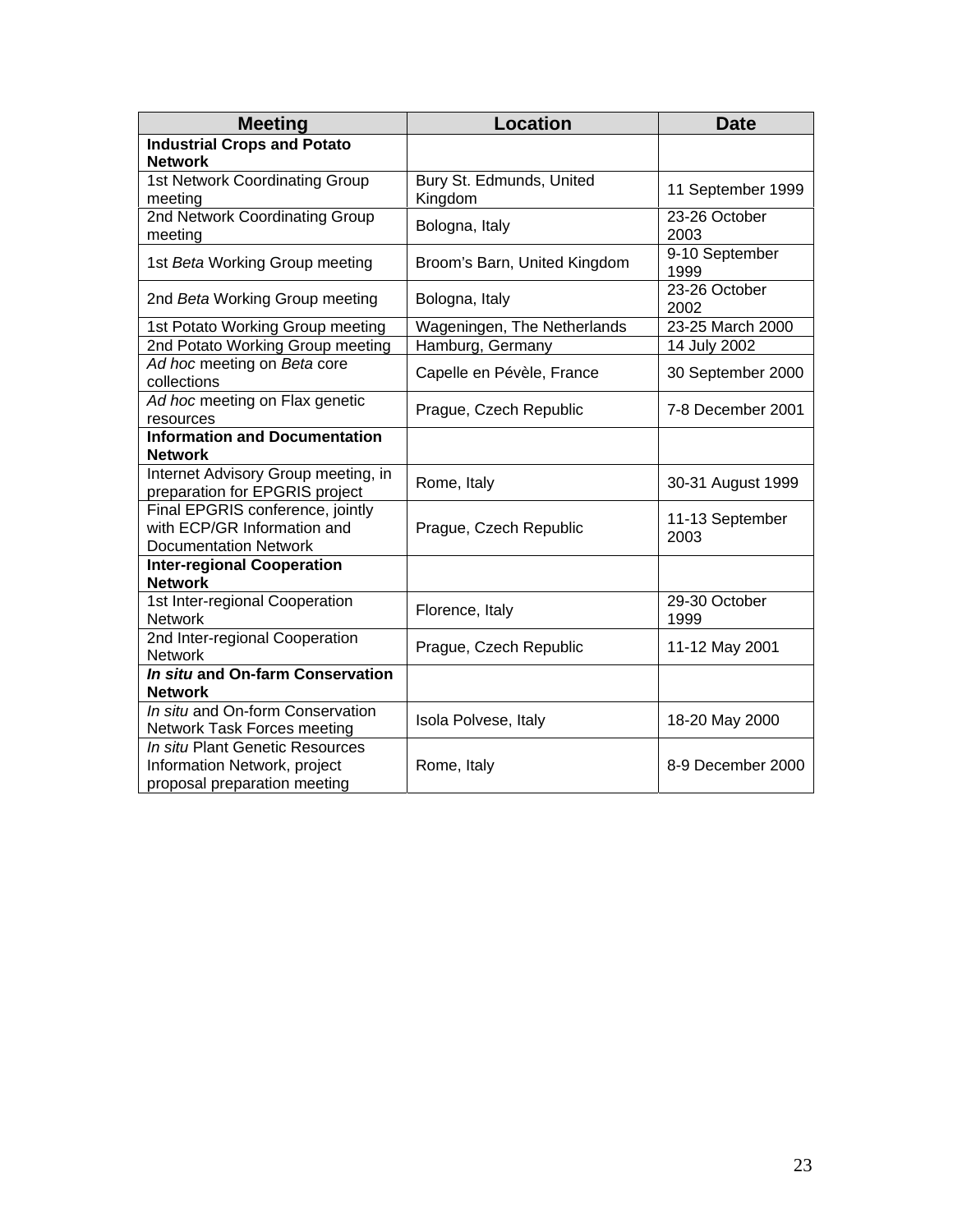| Meeting | Location | Date |
| --- | --- | --- |
| **Industrial Crops and Potato Network** | | |
| 1st Network Coordinating Group meeting | Bury St. Edmunds, United Kingdom | 11 September 1999 |
| 2nd Network Coordinating Group meeting | Bologna, Italy | 23-26 October 2003 |
| 1st *Beta* Working Group meeting | Broom's Barn, United Kingdom | 9-10 September 1999 |
| 2nd *Beta* Working Group meeting | Bologna, Italy | 23-26 October 2002 |
| 1st Potato Working Group meeting | Wageningen, The Netherlands | 23-25 March 2000 |
| 2nd Potato Working Group meeting | Hamburg, Germany | 14 July 2002 |
| *Ad hoc* meeting on *Beta* core collections | Capelle en Pévèle, France | 30 September 2000 |
| *Ad hoc* meeting on Flax genetic resources | Prague, Czech Republic | 7-8 December 2001 |
| **Information and Documentation Network** | | |
| Internet Advisory Group meeting, in preparation for EPGRIS project | Rome, Italy | 30-31 August 1999 |
| Final EPGRIS conference, jointly with ECP/GR Information and Documentation Network | Prague, Czech Republic | 11-13 September 2003 |
| **Inter-regional Cooperation Network** | | |
| 1st Inter-regional Cooperation Network | Florence, Italy | 29-30 October 1999 |
| 2nd Inter-regional Cooperation Network | Prague, Czech Republic | 11-12 May 2001 |
| ***In situ* and On-farm Conservation Network** | | |
| *In situ* and On-form Conservation Network Task Forces meeting | Isola Polvese, Italy | 18-20 May 2000 |
| *In situ* Plant Genetic Resources Information Network, project proposal preparation meeting | Rome, Italy | 8-9 December 2000 |